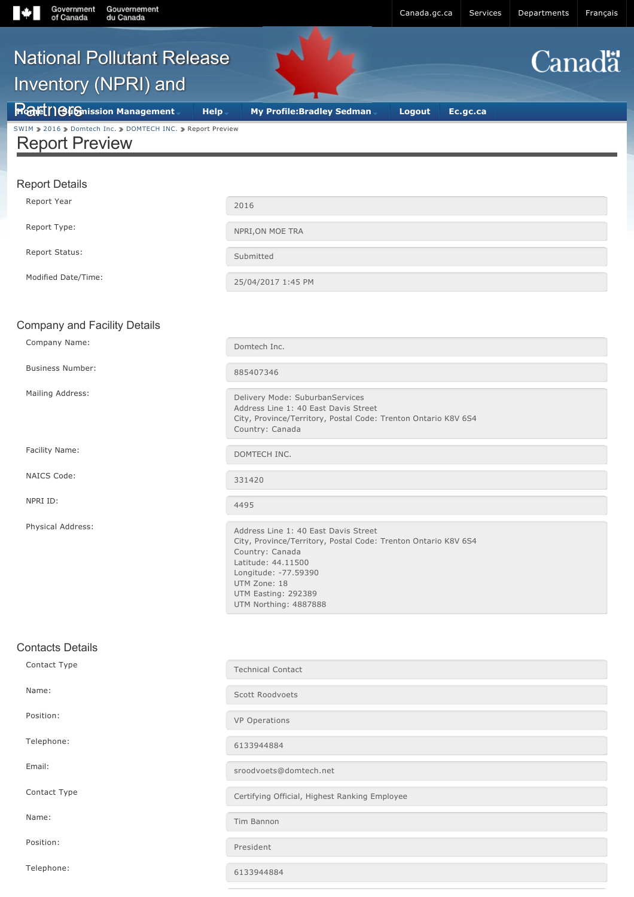# Report Preview

## Report Details

| | |
|---|---|
| Report Year | 2016 |
| Report Type: | NPRI,ON MOE TRA |
| Report Status: | Submitted |
| Modified Date/Time: | 25/04/2017 1:45 PM |

## Company and Facility Details

| | |
|---|---|
| Company Name: | Domtech Inc. |
| Business Number: | 885407346 |
| Mailing Address: | Delivery Mode: SuburbanServices<br>Address Line 1: 40 East Davis Street<br>City, Province/Territory, Postal Code: Trenton Ontario K8V 6S4<br>Country: Canada |
| Facility Name: | DOMTECH INC. |
| NAICS Code: | 331420 |
| NPRI ID: | 4495 |
| Physical Address: | Address Line 1: 40 East Davis Street<br>City, Province/Territory, Postal Code: Trenton Ontario K8V 6S4<br>Country: Canada<br>Latitude: 44.11500<br>Longitude: -77.59390<br>UTM Zone: 18<br>UTM Easting: 292389<br>UTM Northing: 4887888 |

## Contacts Details

| | |
|---|---|
| Contact Type | Technical Contact |
| Name: | Scott Roodvoets |
| Position: | VP Operations |
| Telephone: | 6133944884 |
| Email: | sroodvoets@domtech.net |
| Contact Type | Certifying Official, Highest Ranking Employee |
| Name: | Tim Bannon |
| Position: | President |
| Telephone: | 6133944884 |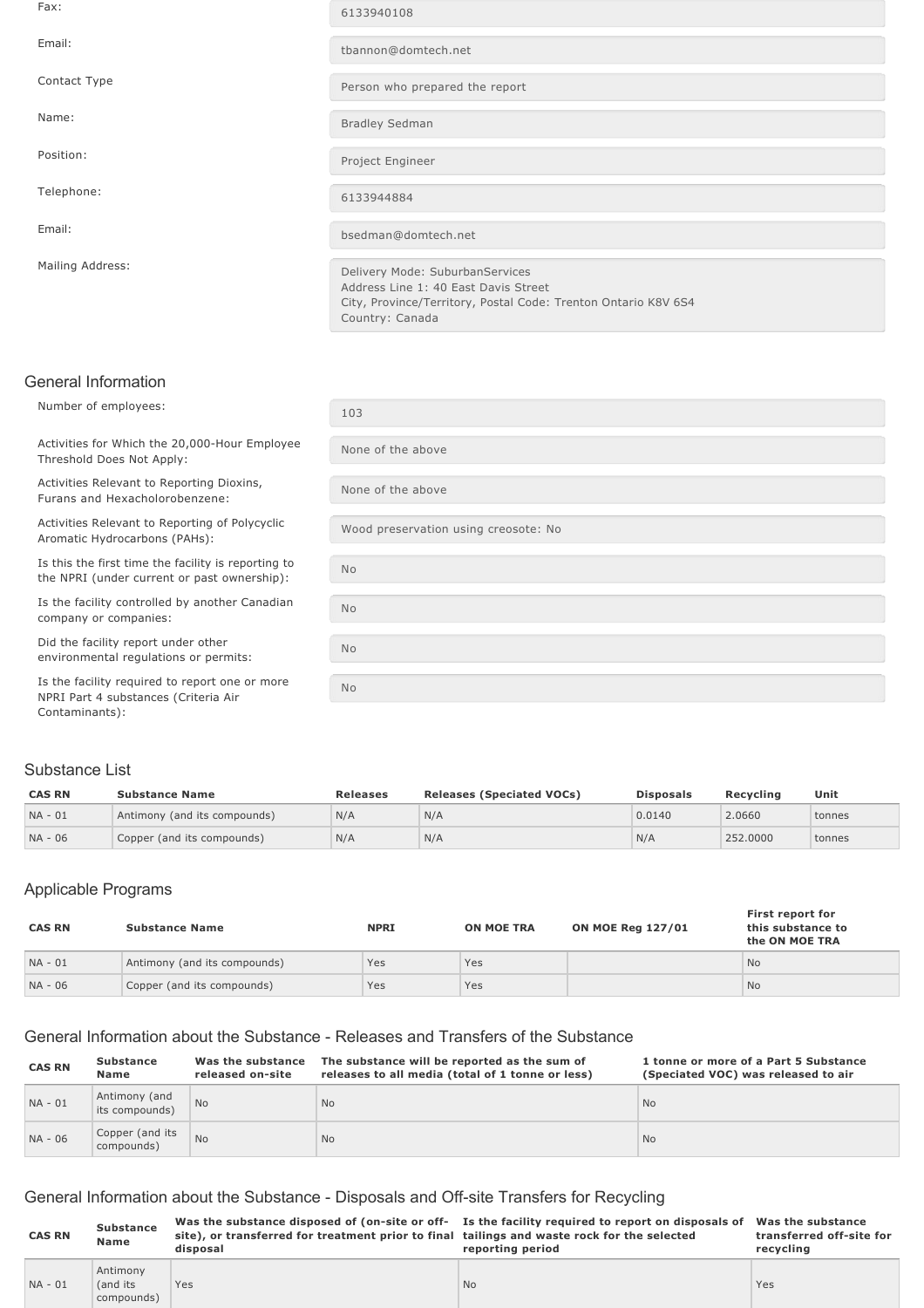| | |
|---|---|
| Fax: | 6133940108 |
| Email: | tbannon@domtech.net |
| Contact Type | Person who prepared the report |
| Name: | Bradley Sedman |
| Position: | Project Engineer |
| Telephone: | 6133944884 |
| Email: | bsedman@domtech.net |
| Mailing Address: | Delivery Mode: SuburbanServices<br>Address Line 1: 40 East Davis Street<br>City, Province/Territory, Postal Code: Trenton Ontario K8V 6S4<br>Country: Canada |

## General Information

| | |
|---|---|
| Number of employees: | 103 |
| Activities for Which the 20,000-Hour Employee Threshold Does Not Apply: | None of the above |
| Activities Relevant to Reporting Dioxins, Furans and Hexacholorobenzene: | None of the above |
| Activities Relevant to Reporting of Polycyclic Aromatic Hydrocarbons (PAHs): | Wood preservation using creosote: No |
| Is this the first time the facility is reporting to the NPRI (under current or past ownership): | No |
| Is the facility controlled by another Canadian company or companies: | No |
| Did the facility report under other environmental regulations or permits: | No |
| Is the facility required to report one or more NPRI Part 4 substances (Criteria Air Contaminants): | No |

## Substance List

| CAS RN | Substance Name | Releases | Releases (Speciated VOCs) | Disposals | Recycling | Unit |
|---|---|---|---|---|---|---|
| NA - 01 | Antimony (and its compounds) | N/A | N/A | 0.0140 | 2.0660 | tonnes |
| NA - 06 | Copper (and its compounds) | N/A | N/A | N/A | 252.0000 | tonnes |

## Applicable Programs

| CAS RN | Substance Name | NPRI | ON MOE TRA | ON MOE Reg 127/01 | First report for this substance to the ON MOE TRA |
|---|---|---|---|---|---|
| NA - 01 | Antimony (and its compounds) | Yes | Yes | | No |
| NA - 06 | Copper (and its compounds) | Yes | Yes | | No |

## General Information about the Substance - Releases and Transfers of the Substance

| CAS RN | Substance Name | Was the substance released on-site | The substance will be reported as the sum of releases to all media (total of 1 tonne or less) | 1 tonne or more of a Part 5 Substance (Speciated VOC) was released to air |
|---|---|---|---|---|
| NA - 01 | Antimony (and its compounds) | No | No | No |
| NA - 06 | Copper (and its compounds) | No | No | No |

## General Information about the Substance - Disposals and Off-site Transfers for Recycling

| CAS RN | Substance Name | Was the substance disposed of (on-site or off-site), or transferred for treatment prior to final disposal | Is the facility required to report on disposals of tailings and waste rock for the selected reporting period | Was the substance transferred off-site for recycling |
|---|---|---|---|---|
| NA - 01 | Antimony (and its compounds) | Yes | No | Yes |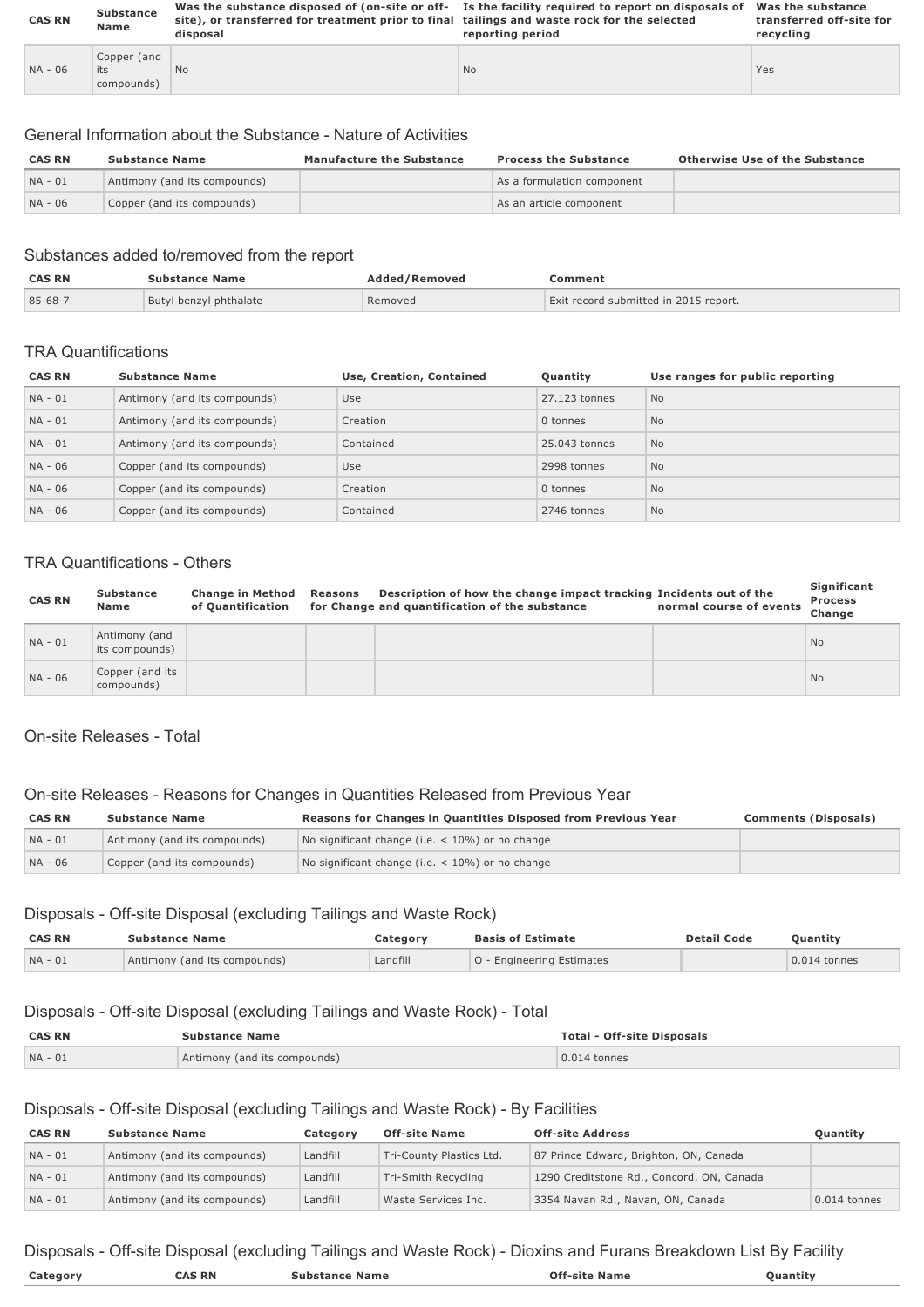| CAS RN | Substance Name | Was the substance disposed of (on-site or off-site), or transferred for treatment prior to final disposal | Is the facility required to report on disposals of tailings and waste rock for the selected reporting period | Was the substance transferred off-site for recycling |
| --- | --- | --- | --- | --- |
| NA - 06 | Copper (and its compounds) | No | No | Yes |

## General Information about the Substance - Nature of Activities

| CAS RN | Substance Name | Manufacture the Substance | Process the Substance | Otherwise Use of the Substance |
| --- | --- | --- | --- | --- |
| NA - 01 | Antimony (and its compounds) | | As a formulation component | |
| NA - 06 | Copper (and its compounds) | | As an article component | |

## Substances added to/removed from the report

| CAS RN | Substance Name | Added/Removed | Comment |
| --- | --- | --- | --- |
| 85-68-7 | Butyl benzyl phthalate | Removed | Exit record submitted in 2015 report. |

## TRA Quantifications

| CAS RN | Substance Name | Use, Creation, Contained | Quantity | Use ranges for public reporting |
| --- | --- | --- | --- | --- |
| NA - 01 | Antimony (and its compounds) | Use | 27.123 tonnes | No |
| NA - 01 | Antimony (and its compounds) | Creation | 0 tonnes | No |
| NA - 01 | Antimony (and its compounds) | Contained | 25.043 tonnes | No |
| NA - 06 | Copper (and its compounds) | Use | 2998 tonnes | No |
| NA - 06 | Copper (and its compounds) | Creation | 0 tonnes | No |
| NA - 06 | Copper (and its compounds) | Contained | 2746 tonnes | No |

## TRA Quantifications - Others

| CAS RN | Substance Name | Change in Method of Quantification | Reasons for Change | Description of how the change impact tracking and quantification of the substance | Incidents out of the normal course of events | Significant Process Change |
| --- | --- | --- | --- | --- | --- | --- |
| NA - 01 | Antimony (and its compounds) | | | | | No |
| NA - 06 | Copper (and its compounds) | | | | | No |

## On-site Releases - Total

## On-site Releases - Reasons for Changes in Quantities Released from Previous Year

| CAS RN | Substance Name | Reasons for Changes in Quantities Disposed from Previous Year | Comments (Disposals) |
| --- | --- | --- | --- |
| NA - 01 | Antimony (and its compounds) | No significant change (i.e. < 10%) or no change | |
| NA - 06 | Copper (and its compounds) | No significant change (i.e. < 10%) or no change | |

## Disposals - Off-site Disposal (excluding Tailings and Waste Rock)

| CAS RN | Substance Name | Category | Basis of Estimate | Detail Code | Quantity |
| --- | --- | --- | --- | --- | --- |
| NA - 01 | Antimony (and its compounds) | Landfill | O - Engineering Estimates | | 0.014 tonnes |

## Disposals - Off-site Disposal (excluding Tailings and Waste Rock) - Total

| CAS RN | Substance Name | Total - Off-site Disposals |
| --- | --- | --- |
| NA - 01 | Antimony (and its compounds) | 0.014 tonnes |

## Disposals - Off-site Disposal (excluding Tailings and Waste Rock) - By Facilities

| CAS RN | Substance Name | Category | Off-site Name | Off-site Address | Quantity |
| --- | --- | --- | --- | --- | --- |
| NA - 01 | Antimony (and its compounds) | Landfill | Tri-County Plastics Ltd. | 87 Prince Edward, Brighton, ON, Canada | |
| NA - 01 | Antimony (and its compounds) | Landfill | Tri-Smith Recycling | 1290 Creditstone Rd., Concord, ON, Canada | |
| NA - 01 | Antimony (and its compounds) | Landfill | Waste Services Inc. | 3354 Navan Rd., Navan, ON, Canada | 0.014 tonnes |

## Disposals - Off-site Disposal (excluding Tailings and Waste Rock) - Dioxins and Furans Breakdown List By Facility

| Category | CAS RN | Substance Name | Off-site Name | Quantity |
| --- | --- | --- | --- | --- |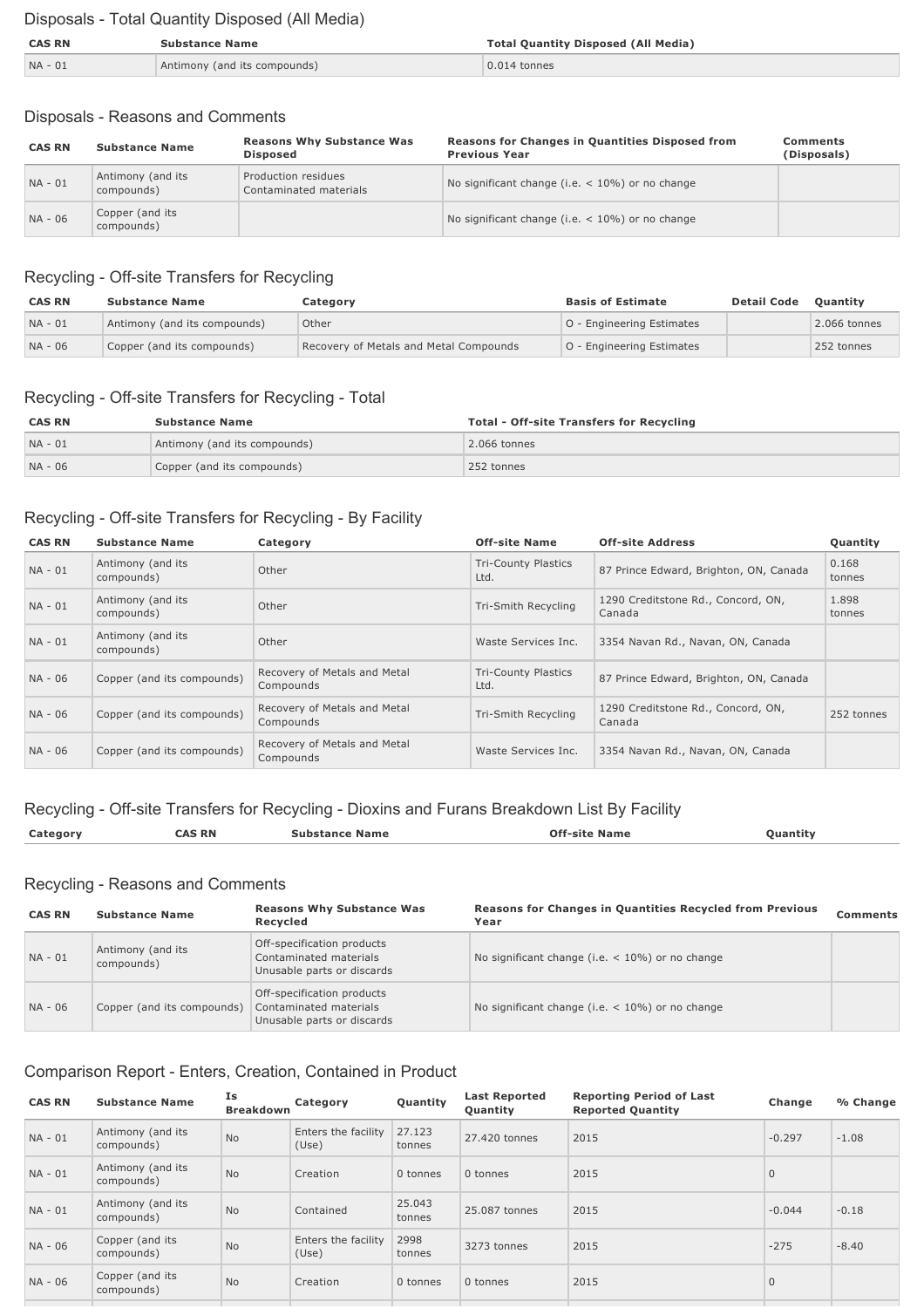## Disposals - Total Quantity Disposed (All Media)

| CAS RN | Substance Name | Total Quantity Disposed (All Media) |
|---|---|---|
| NA - 01 | Antimony (and its compounds) | 0.014 tonnes |

## Disposals - Reasons and Comments

| CAS RN | Substance Name | Reasons Why Substance Was Disposed | Reasons for Changes in Quantities Disposed from Previous Year | Comments (Disposals) |
|---|---|---|---|---|
| NA - 01 | Antimony (and its compounds) | Production residues<br>Contaminated materials | No significant change (i.e. < 10%) or no change | |
| NA - 06 | Copper (and its compounds) | | No significant change (i.e. < 10%) or no change | |

## Recycling - Off-site Transfers for Recycling

| CAS RN | Substance Name | Category | Basis of Estimate | Detail Code | Quantity |
|---|---|---|---|---|---|
| NA - 01 | Antimony (and its compounds) | Other | O - Engineering Estimates | | 2.066 tonnes |
| NA - 06 | Copper (and its compounds) | Recovery of Metals and Metal Compounds | O - Engineering Estimates | | 252 tonnes |

## Recycling - Off-site Transfers for Recycling - Total

| CAS RN | Substance Name | Total - Off-site Transfers for Recycling |
|---|---|---|
| NA - 01 | Antimony (and its compounds) | 2.066 tonnes |
| NA - 06 | Copper (and its compounds) | 252 tonnes |

## Recycling - Off-site Transfers for Recycling - By Facility

| CAS RN | Substance Name | Category | Off-site Name | Off-site Address | Quantity |
|---|---|---|---|---|---|
| NA - 01 | Antimony (and its compounds) | Other | Tri-County Plastics Ltd. | 87 Prince Edward, Brighton, ON, Canada | 0.168 tonnes |
| NA - 01 | Antimony (and its compounds) | Other | Tri-Smith Recycling | 1290 Creditstone Rd., Concord, ON, Canada | 1.898 tonnes |
| NA - 01 | Antimony (and its compounds) | Other | Waste Services Inc. | 3354 Navan Rd., Navan, ON, Canada | |
| NA - 06 | Copper (and its compounds) | Recovery of Metals and Metal Compounds | Tri-County Plastics Ltd. | 87 Prince Edward, Brighton, ON, Canada | |
| NA - 06 | Copper (and its compounds) | Recovery of Metals and Metal Compounds | Tri-Smith Recycling | 1290 Creditstone Rd., Concord, ON, Canada | 252 tonnes |
| NA - 06 | Copper (and its compounds) | Recovery of Metals and Metal Compounds | Waste Services Inc. | 3354 Navan Rd., Navan, ON, Canada | |

## Recycling - Off-site Transfers for Recycling - Dioxins and Furans Breakdown List By Facility

| Category | CAS RN | Substance Name | Off-site Name | Quantity |
|---|---|---|---|---|

## Recycling - Reasons and Comments

| CAS RN | Substance Name | Reasons Why Substance Was Recycled | Reasons for Changes in Quantities Recycled from Previous Year | Comments |
|---|---|---|---|---|
| NA - 01 | Antimony (and its compounds) | Off-specification products<br>Contaminated materials<br>Unusable parts or discards | No significant change (i.e. < 10%) or no change | |
| NA - 06 | Copper (and its compounds) | Off-specification products<br>Contaminated materials<br>Unusable parts or discards | No significant change (i.e. < 10%) or no change | |

## Comparison Report - Enters, Creation, Contained in Product

| CAS RN | Substance Name | Is Breakdown | Category | Quantity | Last Reported Quantity | Reporting Period of Last Reported Quantity | Change | % Change |
|---|---|---|---|---|---|---|---|---|
| NA - 01 | Antimony (and its compounds) | No | Enters the facility (Use) | 27.123 tonnes | 27.420 tonnes | 2015 | -0.297 | -1.08 |
| NA - 01 | Antimony (and its compounds) | No | Creation | 0 tonnes | 0 tonnes | 2015 | 0 | |
| NA - 01 | Antimony (and its compounds) | No | Contained | 25.043 tonnes | 25.087 tonnes | 2015 | -0.044 | -0.18 |
| NA - 06 | Copper (and its compounds) | No | Enters the facility (Use) | 2998 tonnes | 3273 tonnes | 2015 | -275 | -8.40 |
| NA - 06 | Copper (and its compounds) | No | Creation | 0 tonnes | 0 tonnes | 2015 | 0 | |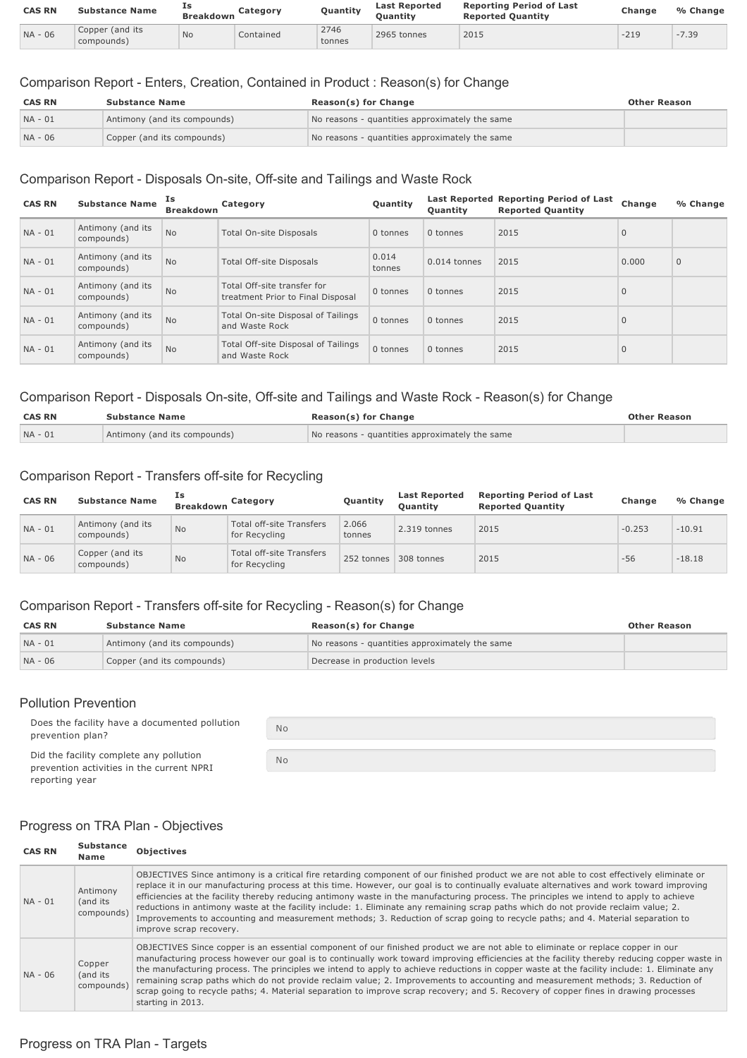| CAS RN | Substance Name | Is Breakdown | Category | Quantity | Last Reported Quantity | Reporting Period of Last Reported Quantity | Change | % Change |
|---|---|---|---|---|---|---|---|---|
| NA - 06 | Copper (and its compounds) | No | Contained | 2746 tonnes | 2965 tonnes | 2015 | -219 | -7.39 |

## Comparison Report - Enters, Creation, Contained in Product : Reason(s) for Change

| CAS RN | Substance Name | Reason(s) for Change | Other Reason |
|---|---|---|---|
| NA - 01 | Antimony (and its compounds) | No reasons - quantities approximately the same | |
| NA - 06 | Copper (and its compounds) | No reasons - quantities approximately the same | |

## Comparison Report - Disposals On-site, Off-site and Tailings and Waste Rock

| CAS RN | Substance Name | Is Breakdown | Category | Quantity | Last Reported Quantity | Reporting Period of Last Reported Quantity | Change | % Change |
|---|---|---|---|---|---|---|---|---|
| NA - 01 | Antimony (and its compounds) | No | Total On-site Disposals | 0 tonnes | 0 tonnes | 2015 | 0 | |
| NA - 01 | Antimony (and its compounds) | No | Total Off-site Disposals | 0.014 tonnes | 0.014 tonnes | 2015 | 0.000 | 0 |
| NA - 01 | Antimony (and its compounds) | No | Total Off-site transfer for treatment Prior to Final Disposal | 0 tonnes | 0 tonnes | 2015 | 0 | |
| NA - 01 | Antimony (and its compounds) | No | Total On-site Disposal of Tailings and Waste Rock | 0 tonnes | 0 tonnes | 2015 | 0 | |
| NA - 01 | Antimony (and its compounds) | No | Total Off-site Disposal of Tailings and Waste Rock | 0 tonnes | 0 tonnes | 2015 | 0 | |

## Comparison Report - Disposals On-site, Off-site and Tailings and Waste Rock - Reason(s) for Change

| CAS RN | Substance Name | Reason(s) for Change | Other Reason |
|---|---|---|---|
| NA - 01 | Antimony (and its compounds) | No reasons - quantities approximately the same | |

## Comparison Report - Transfers off-site for Recycling

| CAS RN | Substance Name | Is Breakdown | Category | Quantity | Last Reported Quantity | Reporting Period of Last Reported Quantity | Change | % Change |
|---|---|---|---|---|---|---|---|---|
| NA - 01 | Antimony (and its compounds) | No | Total off-site Transfers for Recycling | 2.066 tonnes | 2.319 tonnes | 2015 | -0.253 | -10.91 |
| NA - 06 | Copper (and its compounds) | No | Total off-site Transfers for Recycling | 252 tonnes | 308 tonnes | 2015 | -56 | -18.18 |

## Comparison Report - Transfers off-site for Recycling - Reason(s) for Change

| CAS RN | Substance Name | Reason(s) for Change | Other Reason |
|---|---|---|---|
| NA - 01 | Antimony (and its compounds) | No reasons - quantities approximately the same | |
| NA - 06 | Copper (and its compounds) | Decrease in production levels | |

## Pollution Prevention

| | |
|---|---|
| Does the facility have a documented pollution prevention plan? | No |
| Did the facility complete any pollution prevention activities in the current NPRI reporting year | No |

## Progress on TRA Plan - Objectives

| CAS RN | Substance Name | Objectives |
|---|---|---|
| NA - 01 | Antimony (and its compounds) | OBJECTIVES Since antimony is a critical fire retarding component of our finished product we are not able to cost effectively eliminate or replace it in our manufacturing process at this time. However, our goal is to continually evaluate alternatives and work toward improving efficiencies at the facility thereby reducing antimony waste in the manufacturing process. The principles we intend to apply to achieve reductions in antimony waste at the facility include: 1. Eliminate any remaining scrap paths which do not provide reclaim value; 2. Improvements to accounting and measurement methods; 3. Reduction of scrap going to recycle paths; and 4. Material separation to improve scrap recovery. |
| NA - 06 | Copper (and its compounds) | OBJECTIVES Since copper is an essential component of our finished product we are not able to eliminate or replace copper in our manufacturing process however our goal is to continually work toward improving efficiencies at the facility thereby reducing copper waste in the manufacturing process. The principles we intend to apply to achieve reductions in copper waste at the facility include: 1. Eliminate any remaining scrap paths which do not provide reclaim value; 2. Improvements to accounting and measurement methods; 3. Reduction of scrap going to recycle paths; 4. Material separation to improve scrap recovery; and 5. Recovery of copper fines in drawing processes starting in 2013. |

## Progress on TRA Plan - Targets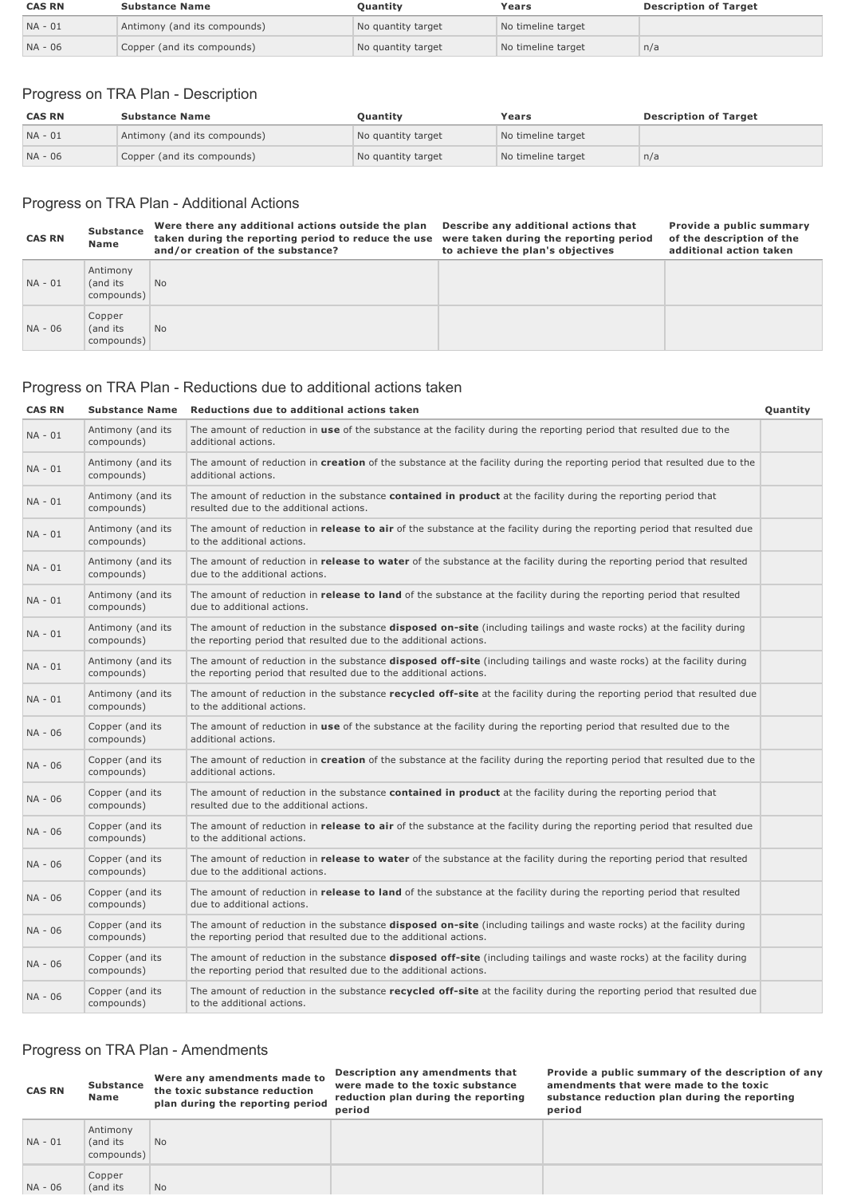| CAS RN | Substance Name | Quantity | Years | Description of Target |
| --- | --- | --- | --- | --- |
| NA - 01 | Antimony (and its compounds) | No quantity target | No timeline target | |
| NA - 06 | Copper (and its compounds) | No quantity target | No timeline target | n/a |

## Progress on TRA Plan - Description

| CAS RN | Substance Name | Quantity | Years | Description of Target |
| --- | --- | --- | --- | --- |
| NA - 01 | Antimony (and its compounds) | No quantity target | No timeline target | |
| NA - 06 | Copper (and its compounds) | No quantity target | No timeline target | n/a |

## Progress on TRA Plan - Additional Actions

| CAS RN | Substance Name | Were there any additional actions outside the plan taken during the reporting period to reduce the use and/or creation of the substance? | Describe any additional actions that were taken during the reporting period to achieve the plan's objectives | Provide a public summary of the description of the additional action taken |
| --- | --- | --- | --- | --- |
| NA - 01 | Antimony (and its compounds) | No | | |
| NA - 06 | Copper (and its compounds) | No | | |

## Progress on TRA Plan - Reductions due to additional actions taken

| CAS RN | Substance Name | Reductions due to additional actions taken | Quantity |
| --- | --- | --- | --- |
| NA - 01 | Antimony (and its compounds) | The amount of reduction in **use** of the substance at the facility during the reporting period that resulted due to the additional actions. | |
| NA - 01 | Antimony (and its compounds) | The amount of reduction in **creation** of the substance at the facility during the reporting period that resulted due to the additional actions. | |
| NA - 01 | Antimony (and its compounds) | The amount of reduction in the substance **contained in product** at the facility during the reporting period that resulted due to the additional actions. | |
| NA - 01 | Antimony (and its compounds) | The amount of reduction in **release to air** of the substance at the facility during the reporting period that resulted due to the additional actions. | |
| NA - 01 | Antimony (and its compounds) | The amount of reduction in **release to water** of the substance at the facility during the reporting period that resulted due to the additional actions. | |
| NA - 01 | Antimony (and its compounds) | The amount of reduction in **release to land** of the substance at the facility during the reporting period that resulted due to additional actions. | |
| NA - 01 | Antimony (and its compounds) | The amount of reduction in the substance **disposed on-site** (including tailings and waste rocks) at the facility during the reporting period that resulted due to the additional actions. | |
| NA - 01 | Antimony (and its compounds) | The amount of reduction in the substance **disposed off-site** (including tailings and waste rocks) at the facility during the reporting period that resulted due to the additional actions. | |
| NA - 01 | Antimony (and its compounds) | The amount of reduction in the substance **recycled off-site** at the facility during the reporting period that resulted due to the additional actions. | |
| NA - 06 | Copper (and its compounds) | The amount of reduction in **use** of the substance at the facility during the reporting period that resulted due to the additional actions. | |
| NA - 06 | Copper (and its compounds) | The amount of reduction in **creation** of the substance at the facility during the reporting period that resulted due to the additional actions. | |
| NA - 06 | Copper (and its compounds) | The amount of reduction in the substance **contained in product** at the facility during the reporting period that resulted due to the additional actions. | |
| NA - 06 | Copper (and its compounds) | The amount of reduction in **release to air** of the substance at the facility during the reporting period that resulted due to the additional actions. | |
| NA - 06 | Copper (and its compounds) | The amount of reduction in **release to water** of the substance at the facility during the reporting period that resulted due to the additional actions. | |
| NA - 06 | Copper (and its compounds) | The amount of reduction in **release to land** of the substance at the facility during the reporting period that resulted due to additional actions. | |
| NA - 06 | Copper (and its compounds) | The amount of reduction in the substance **disposed on-site** (including tailings and waste rocks) at the facility during the reporting period that resulted due to the additional actions. | |
| NA - 06 | Copper (and its compounds) | The amount of reduction in the substance **disposed off-site** (including tailings and waste rocks) at the facility during the reporting period that resulted due to the additional actions. | |
| NA - 06 | Copper (and its compounds) | The amount of reduction in the substance **recycled off-site** at the facility during the reporting period that resulted due to the additional actions. | |

## Progress on TRA Plan - Amendments

| CAS RN | Substance Name | Were any amendments made to the toxic substance reduction plan during the reporting period | Description any amendments that were made to the toxic substance reduction plan during the reporting period | Provide a public summary of the description of any amendments that were made to the toxic substance reduction plan during the reporting period |
| --- | --- | --- | --- | --- |
| NA - 01 | Antimony (and its compounds) | No | | |
| NA - 06 | Copper (and its | No | | |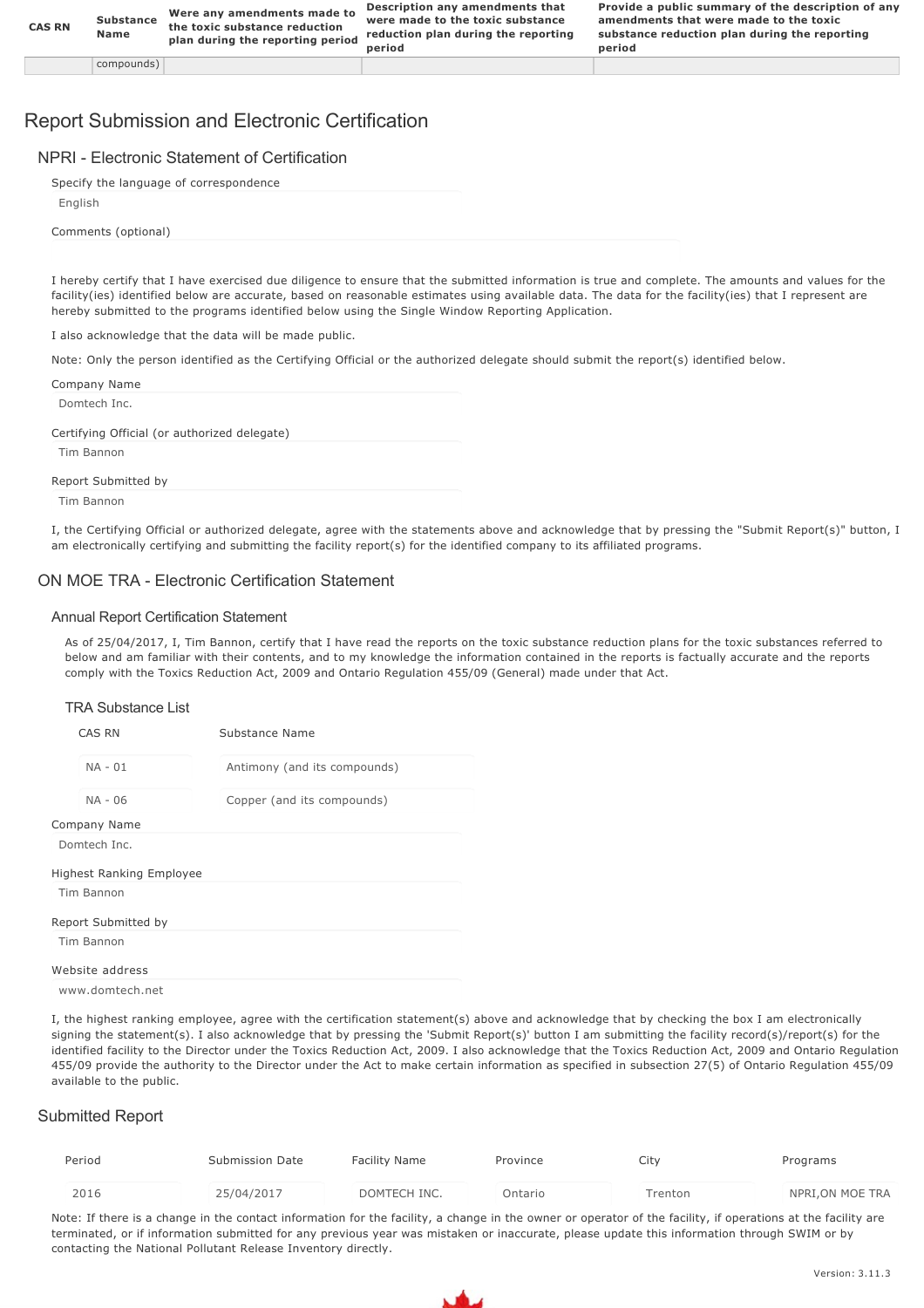| CAS RN | Substance Name | Were any amendments made to the toxic substance reduction plan during the reporting period | Description any amendments that were made to the toxic substance reduction plan during the reporting period | Provide a public summary of the description of any amendments that were made to the toxic substance reduction plan during the reporting period |
|---|---|---|---|---|
| | compounds) | | | |

# Report Submission and Electronic Certification

## NPRI - Electronic Statement of Certification

Specify the language of correspondence

English

Comments (optional)

I hereby certify that I have exercised due diligence to ensure that the submitted information is true and complete. The amounts and values for the facility(ies) identified below are accurate, based on reasonable estimates using available data. The data for the facility(ies) that I represent are hereby submitted to the programs identified below using the Single Window Reporting Application.

I also acknowledge that the data will be made public.

Note: Only the person identified as the Certifying Official or the authorized delegate should submit the report(s) identified below.

Company Name

Domtech Inc.

Certifying Official (or authorized delegate)

Tim Bannon

Report Submitted by

Tim Bannon

I, the Certifying Official or authorized delegate, agree with the statements above and acknowledge that by pressing the "Submit Report(s)" button, I am electronically certifying and submitting the facility report(s) for the identified company to its affiliated programs.

## ON MOE TRA - Electronic Certification Statement

### Annual Report Certification Statement

As of 25/04/2017, I, Tim Bannon, certify that I have read the reports on the toxic substance reduction plans for the toxic substances referred to below and am familiar with their contents, and to my knowledge the information contained in the reports is factually accurate and the reports comply with the Toxics Reduction Act, 2009 and Ontario Regulation 455/09 (General) made under that Act.

#### TRA Substance List

| CAS RN | Substance Name |
|---|---|
| NA - 01 | Antimony (and its compounds) |
| NA - 06 | Copper (and its compounds) |

Company Name

Domtech Inc.

Highest Ranking Employee

Tim Bannon

Report Submitted by

Tim Bannon

Website address

www.domtech.net

I, the highest ranking employee, agree with the certification statement(s) above and acknowledge that by checking the box I am electronically signing the statement(s). I also acknowledge that by pressing the 'Submit Report(s)' button I am submitting the facility record(s)/report(s) for the identified facility to the Director under the Toxics Reduction Act, 2009. I also acknowledge that the Toxics Reduction Act, 2009 and Ontario Regulation 455/09 provide the authority to the Director under the Act to make certain information as specified in subsection 27(5) of Ontario Regulation 455/09 available to the public.

## Submitted Report

| Period | Submission Date | Facility Name | Province | City | Programs |
|---|---|---|---|---|---|
| 2016 | 25/04/2017 | DOMTECH INC. | Ontario | Trenton | NPRI,ON MOE TRA |

Note: If there is a change in the contact information for the facility, a change in the owner or operator of the facility, if operations at the facility are terminated, or if information submitted for any previous year was mistaken or inaccurate, please update this information through SWIM or by contacting the National Pollutant Release Inventory directly.

Version: 3.11.3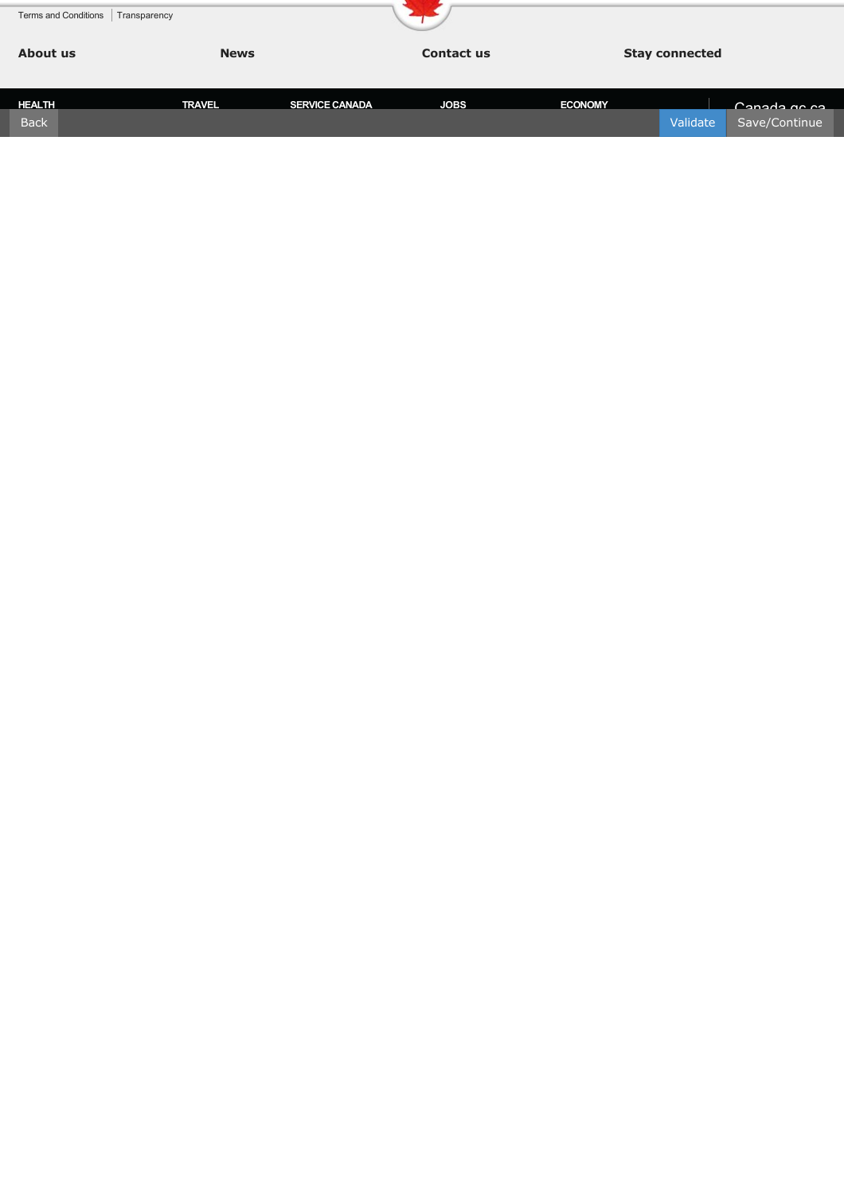Terms and Conditions | Transparency

**About us** **News** **Contact us** **Stay connected**

HEALTH TRAVEL SERVICE CANADA JOBS ECONOMY Canada.gc.ca

Back Validate Save/Continue